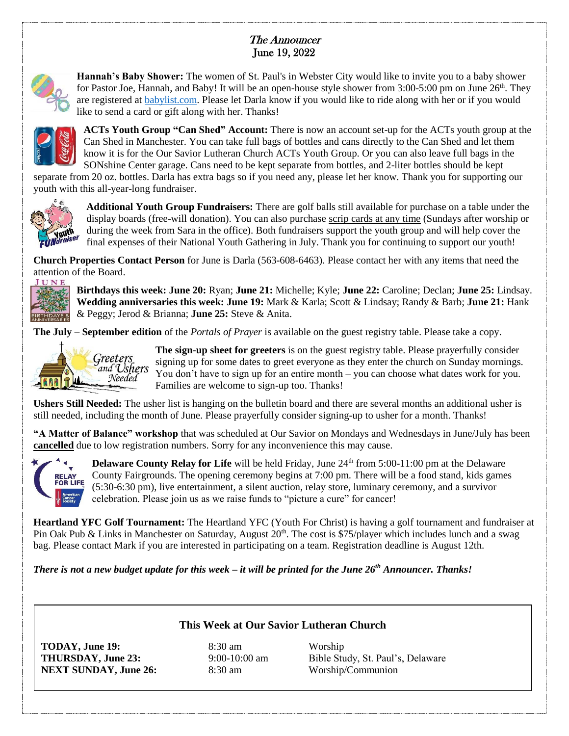# *The Announcer*
## June 19, 2022

**Hannah's Baby Shower:** The women of St. Paul's in Webster City would like to invite you to a baby shower for Pastor Joe, Hannah, and Baby! It will be an open-house style shower from 3:00-5:00 pm on June 26th. They are registered at babylist.com. Please let Darla know if you would like to ride along with her or if you would like to send a card or gift along with her. Thanks!

**ACTs Youth Group "Can Shed" Account:** There is now an account set-up for the ACTs youth group at the Can Shed in Manchester. You can take full bags of bottles and cans directly to the Can Shed and let them know it is for the Our Savior Lutheran Church ACTs Youth Group. Or you can also leave full bags in the SONshine Center garage. Cans need to be kept separate from bottles, and 2-liter bottles should be kept separate from 20 oz. bottles. Darla has extra bags so if you need any, please let her know. Thank you for supporting our youth with this all-year-long fundraiser.

**Additional Youth Group Fundraisers:** There are golf balls still available for purchase on a table under the display boards (free-will donation). You can also purchase scrip cards at any time (Sundays after worship or during the week from Sara in the office). Both fundraisers support the youth group and will help cover the final expenses of their National Youth Gathering in July. Thank you for continuing to support our youth!

**Church Properties Contact Person** for June is Darla (563-608-6463). Please contact her with any items that need the attention of the Board.

**Birthdays this week: June 20:** Ryan; **June 21:** Michelle; Kyle; **June 22:** Caroline; Declan; **June 25:** Lindsay.
**Wedding anniversaries this week: June 19:** Mark & Karla; Scott & Lindsay; Randy & Barb; **June 21:** Hank & Peggy; Jerod & Brianna; **June 25:** Steve & Anita.

**The July – September edition** of the *Portals of Prayer* is available on the guest registry table. Please take a copy.

**The sign-up sheet for greeters** is on the guest registry table. Please prayerfully consider signing up for some dates to greet everyone as they enter the church on Sunday mornings. You don't have to sign up for an entire month – you can choose what dates work for you. Families are welcome to sign-up too. Thanks!

**Ushers Still Needed:** The usher list is hanging on the bulletin board and there are several months an additional usher is still needed, including the month of June. Please prayerfully consider signing-up to usher for a month. Thanks!

**"A Matter of Balance" workshop** that was scheduled at Our Savior on Mondays and Wednesdays in June/July has been **cancelled** due to low registration numbers. Sorry for any inconvenience this may cause.

**Delaware County Relay for Life** will be held Friday, June 24th from 5:00-11:00 pm at the Delaware County Fairgrounds. The opening ceremony begins at 7:00 pm. There will be a food stand, kids games (5:30-6:30 pm), live entertainment, a silent auction, relay store, luminary ceremony, and a survivor celebration. Please join us as we raise funds to "picture a cure" for cancer!

**Heartland YFC Golf Tournament:** The Heartland YFC (Youth For Christ) is having a golf tournament and fundraiser at Pin Oak Pub & Links in Manchester on Saturday, August 20th. The cost is $75/player which includes lunch and a swag bag. Please contact Mark if you are interested in participating on a team. Registration deadline is August 12th.

***There is not a new budget update for this week – it will be printed for the June 26th Announcer. Thanks!***

### This Week at Our Savior Lutheran Church

| | | |
|---|---|---|
| **TODAY, June 19:** | 8:30 am | Worship |
| **THURSDAY, June 23:** | 9:00-10:00 am | Bible Study, St. Paul's, Delaware |
| **NEXT SUNDAY, June 26:** | 8:30 am | Worship/Communion |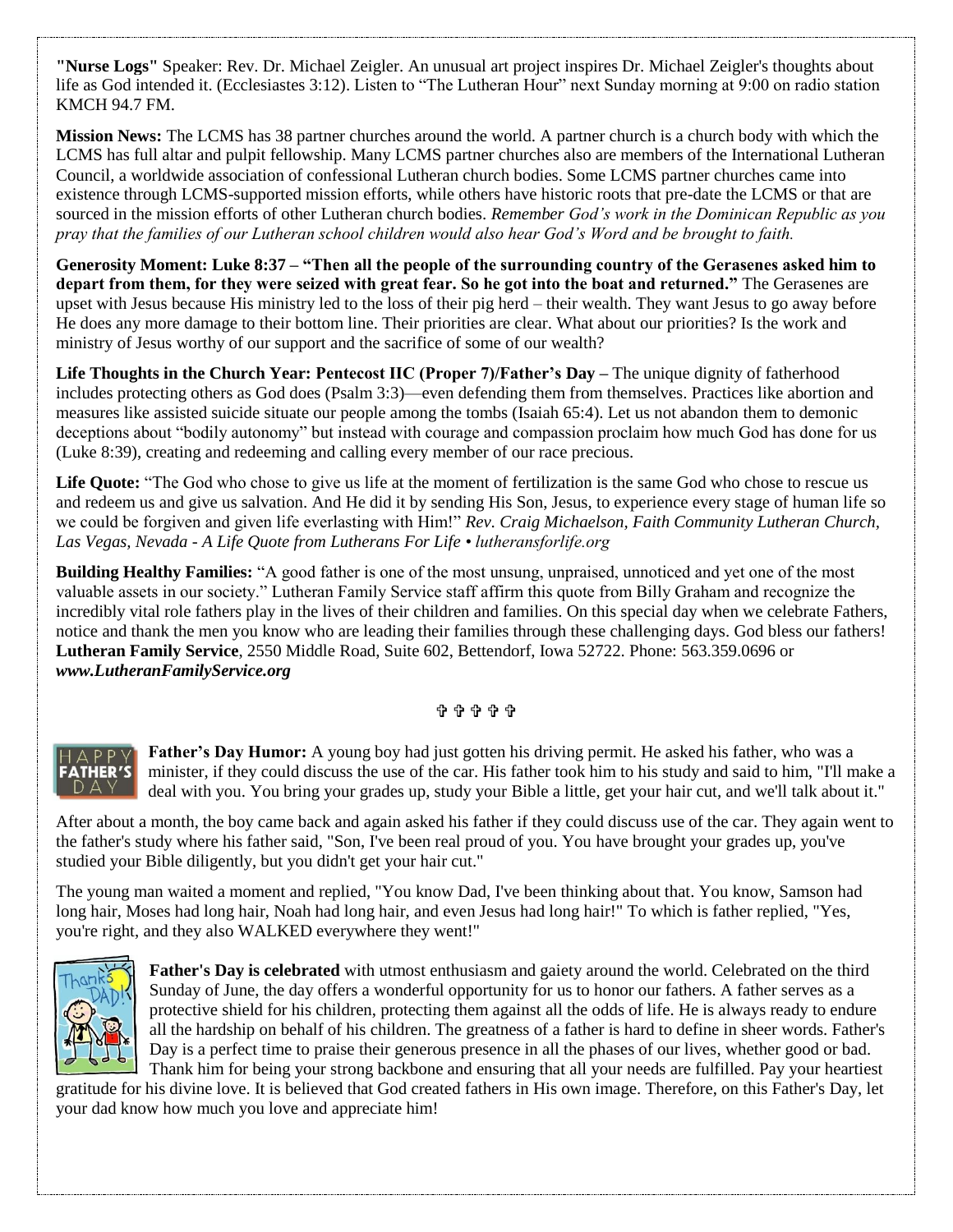**"Nurse Logs"** Speaker: Rev. Dr. Michael Zeigler. An unusual art project inspires Dr. Michael Zeigler's thoughts about life as God intended it. (Ecclesiastes 3:12). Listen to "The Lutheran Hour" next Sunday morning at 9:00 on radio station KMCH 94.7 FM.

**Mission News:** The LCMS has 38 partner churches around the world. A partner church is a church body with which the LCMS has full altar and pulpit fellowship. Many LCMS partner churches also are members of the International Lutheran Council, a worldwide association of confessional Lutheran church bodies. Some LCMS partner churches came into existence through LCMS-supported mission efforts, while others have historic roots that pre-date the LCMS or that are sourced in the mission efforts of other Lutheran church bodies. *Remember God's work in the Dominican Republic as you pray that the families of our Lutheran school children would also hear God's Word and be brought to faith.*

**Generosity Moment: Luke 8:37 – "Then all the people of the surrounding country of the Gerasenes asked him to depart from them, for they were seized with great fear. So he got into the boat and returned."** The Gerasenes are upset with Jesus because His ministry led to the loss of their pig herd – their wealth. They want Jesus to go away before He does any more damage to their bottom line. Their priorities are clear. What about our priorities? Is the work and ministry of Jesus worthy of our support and the sacrifice of some of our wealth?

**Life Thoughts in the Church Year: Pentecost IIC (Proper 7)/Father's Day –** The unique dignity of fatherhood includes protecting others as God does (Psalm 3:3)—even defending them from themselves. Practices like abortion and measures like assisted suicide situate our people among the tombs (Isaiah 65:4). Let us not abandon them to demonic deceptions about "bodily autonomy" but instead with courage and compassion proclaim how much God has done for us (Luke 8:39), creating and redeeming and calling every member of our race precious.

**Life Quote:** "The God who chose to give us life at the moment of fertilization is the same God who chose to rescue us and redeem us and give us salvation. And He did it by sending His Son, Jesus, to experience every stage of human life so we could be forgiven and given life everlasting with Him!" *Rev. Craig Michaelson, Faith Community Lutheran Church, Las Vegas, Nevada - A Life Quote from Lutherans For Life • lutheransforlife.org*

**Building Healthy Families:** "A good father is one of the most unsung, unpraised, unnoticed and yet one of the most valuable assets in our society." Lutheran Family Service staff affirm this quote from Billy Graham and recognize the incredibly vital role fathers play in the lives of their children and families. On this special day when we celebrate Fathers, notice and thank the men you know who are leading their families through these challenging days. God bless our fathers! **Lutheran Family Service**, 2550 Middle Road, Suite 602, Bettendorf, Iowa 52722. Phone: 563.359.0696 or ***www.LutheranFamilyService.org***

✞ ✞ ✞ ✞ ✞

**Father's Day Humor:** A young boy had just gotten his driving permit. He asked his father, who was a minister, if they could discuss the use of the car. His father took him to his study and said to him, "I'll make a deal with you. You bring your grades up, study your Bible a little, get your hair cut, and we'll talk about it."

After about a month, the boy came back and again asked his father if they could discuss use of the car. They again went to the father's study where his father said, "Son, I've been real proud of you. You have brought your grades up, you've studied your Bible diligently, but you didn't get your hair cut."

The young man waited a moment and replied, "You know Dad, I've been thinking about that. You know, Samson had long hair, Moses had long hair, Noah had long hair, and even Jesus had long hair!" To which is father replied, "Yes, you're right, and they also WALKED everywhere they went!"

**Father's Day is celebrated** with utmost enthusiasm and gaiety around the world. Celebrated on the third Sunday of June, the day offers a wonderful opportunity for us to honor our fathers. A father serves as a protective shield for his children, protecting them against all the odds of life. He is always ready to endure all the hardship on behalf of his children. The greatness of a father is hard to define in sheer words. Father's Day is a perfect time to praise their generous presence in all the phases of our lives, whether good or bad. Thank him for being your strong backbone and ensuring that all your needs are fulfilled. Pay your heartiest gratitude for his divine love. It is believed that God created fathers in His own image. Therefore, on this Father's Day, let your dad know how much you love and appreciate him!